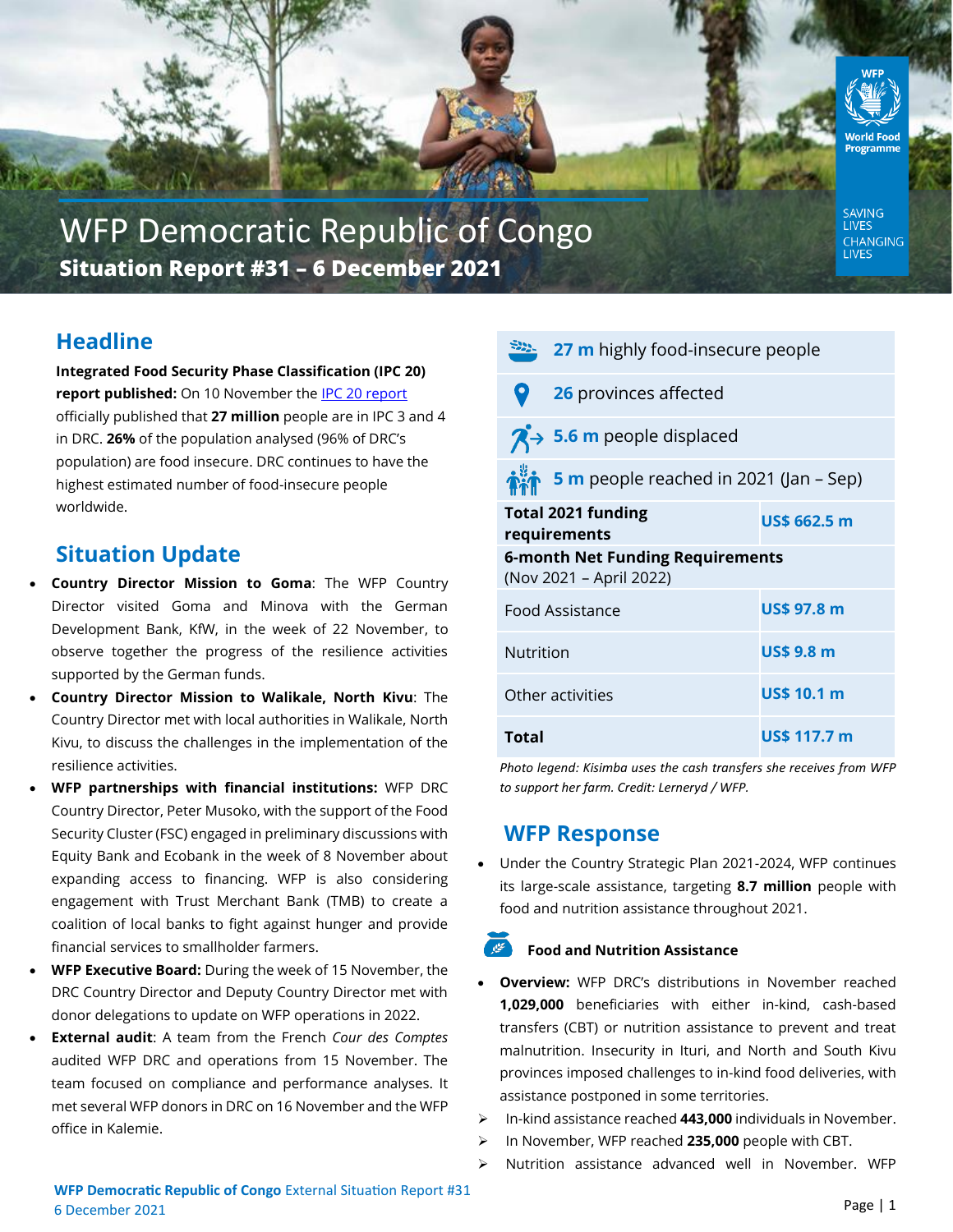# WFP Democratic Republic of Congo

**Situation Report #31 – 6 December 2021**

## Headline

**Integrated Food Security Phase Classification (IPC 20) report published:** On 10 November the IPC 20 report officially published that **27 million** people are in IPC 3 and 4 in DRC. **26%** of the population analysed (96% of DRC's population) are food insecure. DRC continues to have the highest estimated number of food-insecure people worldwide.

## Situation Update

- **Country Director Mission to Goma**: The WFP Country Director visited Goma and Minova with the German Development Bank, KfW, in the week of 22 November, to observe together the progress of the resilience activities supported by the German funds.
- **Country Director Mission to Walikale, North Kivu**: The Country Director met with local authorities in Walikale, North Kivu, to discuss the challenges in the implementation of the resilience activities.
- **WFP partnerships with financial institutions:** WFP DRC Country Director, Peter Musoko, with the support of the Food Security Cluster (FSC) engaged in preliminary discussions with Equity Bank and Ecobank in the week of 8 November about expanding access to financing. WFP is also considering engagement with Trust Merchant Bank (TMB) to create a coalition of local banks to fight against hunger and provide financial services to smallholder farmers.
- **WFP Executive Board:** During the week of 15 November, the DRC Country Director and Deputy Country Director met with donor delegations to update on WFP operations in 2022.
- **External audit**: A team from the French *Cour des Comptes* audited WFP DRC and operations from 15 November. The team focused on compliance and performance analyses. It met several WFP donors in DRC on 16 November and the WFP office in Kalemie.

**27 m** highly food-insecure people

**26** provinces affected

**5.6 m** people displaced

**5 m** people reached in 2021 (Jan – Sep)

| | |
|---|---|
| **Total 2021 funding requirements** | **US$ 662.5 m** |
| **6-month Net Funding Requirements** (Nov 2021 – April 2022) | |
| Food Assistance | **US$ 97.8 m** |
| Nutrition | **US$ 9.8 m** |
| Other activities | **US$ 10.1 m** |
| **Total** | **US$ 117.7 m** |

*Photo legend: Kisimba uses the cash transfers she receives from WFP to support her farm. Credit: Lerneryd / WFP.*

## WFP Response

- Under the Country Strategic Plan 2021-2024, WFP continues its large-scale assistance, targeting **8.7 million** people with food and nutrition assistance throughout 2021.

### Food and Nutrition Assistance

- **Overview:** WFP DRC's distributions in November reached **1,029,000** beneficiaries with either in-kind, cash-based transfers (CBT) or nutrition assistance to prevent and treat malnutrition. Insecurity in Ituri, and North and South Kivu provinces imposed challenges to in-kind food deliveries, with assistance postponed in some territories.
  - In-kind assistance reached **443,000** individuals in November.
  - In November, WFP reached **235,000** people with CBT.
  - Nutrition assistance advanced well in November. WFP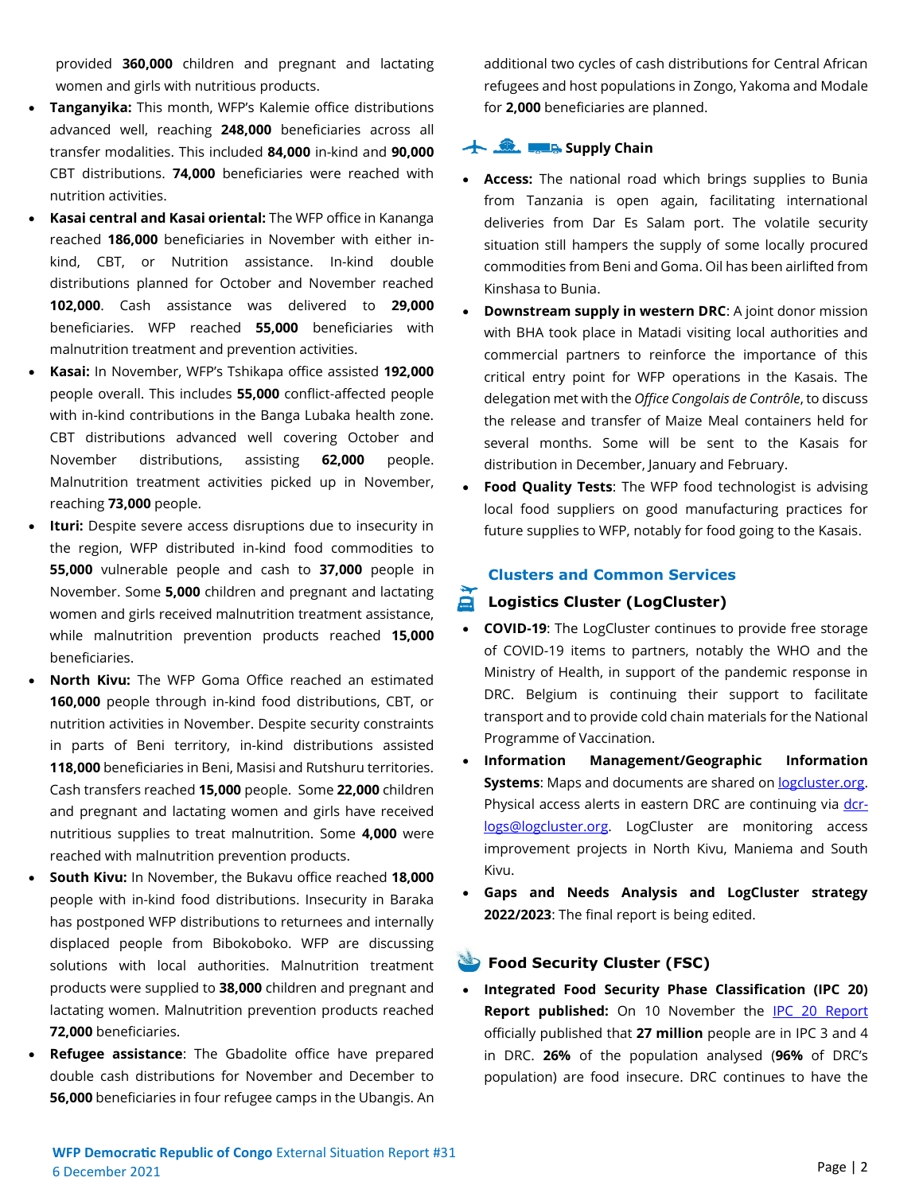provided **360,000** children and pregnant and lactating women and girls with nutritious products.

- **Tanganyika:** This month, WFP's Kalemie office distributions advanced well, reaching **248,000** beneficiaries across all transfer modalities. This included **84,000** in-kind and **90,000** CBT distributions. **74,000** beneficiaries were reached with nutrition activities.
- **Kasai central and Kasai oriental:** The WFP office in Kananga reached **186,000** beneficiaries in November with either in-kind, CBT, or Nutrition assistance. In-kind double distributions planned for October and November reached **102,000**. Cash assistance was delivered to **29,000** beneficiaries. WFP reached **55,000** beneficiaries with malnutrition treatment and prevention activities.
- **Kasai:** In November, WFP's Tshikapa office assisted **192,000** people overall. This includes **55,000** conflict-affected people with in-kind contributions in the Banga Lubaka health zone. CBT distributions advanced well covering October and November distributions, assisting **62,000** people. Malnutrition treatment activities picked up in November, reaching **73,000** people.
- **Ituri:** Despite severe access disruptions due to insecurity in the region, WFP distributed in-kind food commodities to **55,000** vulnerable people and cash to **37,000** people in November. Some **5,000** children and pregnant and lactating women and girls received malnutrition treatment assistance, while malnutrition prevention products reached **15,000** beneficiaries.
- **North Kivu:** The WFP Goma Office reached an estimated **160,000** people through in-kind food distributions, CBT, or nutrition activities in November. Despite security constraints in parts of Beni territory, in-kind distributions assisted **118,000** beneficiaries in Beni, Masisi and Rutshuru territories. Cash transfers reached **15,000** people. Some **22,000** children and pregnant and lactating women and girls have received nutritious supplies to treat malnutrition. Some **4,000** were reached with malnutrition prevention products.
- **South Kivu:** In November, the Bukavu office reached **18,000** people with in-kind food distributions. Insecurity in Baraka has postponed WFP distributions to returnees and internally displaced people from Bibokoboko. WFP are discussing solutions with local authorities. Malnutrition treatment products were supplied to **38,000** children and pregnant and lactating women. Malnutrition prevention products reached **72,000** beneficiaries.
- **Refugee assistance**: The Gbadolite office have prepared double cash distributions for November and December to **56,000** beneficiaries in four refugee camps in the Ubangis. An additional two cycles of cash distributions for Central African refugees and host populations in Zongo, Yakoma and Modale for **2,000** beneficiaries are planned.

### Supply Chain

- **Access:** The national road which brings supplies to Bunia from Tanzania is open again, facilitating international deliveries from Dar Es Salam port. The volatile security situation still hampers the supply of some locally procured commodities from Beni and Goma. Oil has been airlifted from Kinshasa to Bunia.
- **Downstream supply in western DRC**: A joint donor mission with BHA took place in Matadi visiting local authorities and commercial partners to reinforce the importance of this critical entry point for WFP operations in the Kasais. The delegation met with the *Office Congolais de Contrôle*, to discuss the release and transfer of Maize Meal containers held for several months. Some will be sent to the Kasais for distribution in December, January and February.
- **Food Quality Tests**: The WFP food technologist is advising local food suppliers on good manufacturing practices for future supplies to WFP, notably for food going to the Kasais.

## Clusters and Common Services

### Logistics Cluster (LogCluster)

- **COVID-19**: The LogCluster continues to provide free storage of COVID-19 items to partners, notably the WHO and the Ministry of Health, in support of the pandemic response in DRC. Belgium is continuing their support to facilitate transport and to provide cold chain materials for the National Programme of Vaccination.
- **Information Management/Geographic Information Systems**: Maps and documents are shared on [logcluster.org](logcluster.org). Physical access alerts in eastern DRC are continuing via [dcr-logs@logcluster.org](mailto:dcr-logs@logcluster.org). LogCluster are monitoring access improvement projects in North Kivu, Maniema and South Kivu.
- **Gaps and Needs Analysis and LogCluster strategy 2022/2023**: The final report is being edited.

### Food Security Cluster (FSC)

- **Integrated Food Security Phase Classification (IPC 20) Report published:** On 10 November the [IPC 20 Report](IPC 20 Report) officially published that **27 million** people are in IPC 3 and 4 in DRC. **26%** of the population analysed (**96%** of DRC's population) are food insecure. DRC continues to have the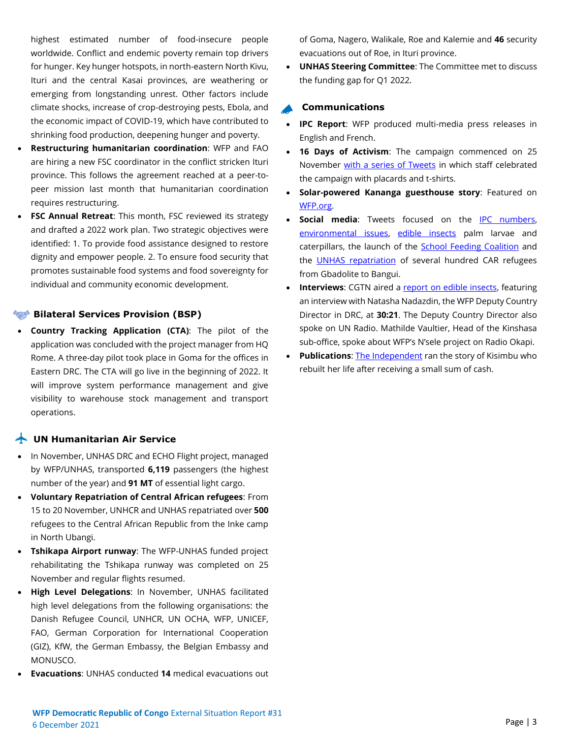highest estimated number of food-insecure people worldwide. Conflict and endemic poverty remain top drivers for hunger. Key hunger hotspots, in north-eastern North Kivu, Ituri and the central Kasai provinces, are weathering or emerging from longstanding unrest. Other factors include climate shocks, increase of crop-destroying pests, Ebola, and the economic impact of COVID-19, which have contributed to shrinking food production, deepening hunger and poverty.

- **Restructuring humanitarian coordination**: WFP and FAO are hiring a new FSC coordinator in the conflict stricken Ituri province. This follows the agreement reached at a peer-to-peer mission last month that humanitarian coordination requires restructuring.
- **FSC Annual Retreat**: This month, FSC reviewed its strategy and drafted a 2022 work plan. Two strategic objectives were identified: 1. To provide food assistance designed to restore dignity and empower people. 2. To ensure food security that promotes sustainable food systems and food sovereignty for individual and community economic development.

## Bilateral Services Provision (BSP)

- **Country Tracking Application (CTA)**: The pilot of the application was concluded with the project manager from HQ Rome. A three-day pilot took place in Goma for the offices in Eastern DRC. The CTA will go live in the beginning of 2022. It will improve system performance management and give visibility to warehouse stock management and transport operations.

## UN Humanitarian Air Service

- In November, UNHAS DRC and ECHO Flight project, managed by WFP/UNHAS, transported **6,119** passengers (the highest number of the year) and **91 MT** of essential light cargo.
- **Voluntary Repatriation of Central African refugees**: From 15 to 20 November, UNHCR and UNHAS repatriated over **500** refugees to the Central African Republic from the Inke camp in North Ubangi.
- **Tshikapa Airport runway**: The WFP-UNHAS funded project rehabilitating the Tshikapa runway was completed on 25 November and regular flights resumed.
- **High Level Delegations**: In November, UNHAS facilitated high level delegations from the following organisations: the Danish Refugee Council, UNHCR, UN OCHA, WFP, UNICEF, FAO, German Corporation for International Cooperation (GIZ), KfW, the German Embassy, the Belgian Embassy and MONUSCO.
- **Evacuations**: UNHAS conducted **14** medical evacuations out of Goma, Nagero, Walikale, Roe and Kalemie and **46** security evacuations out of Roe, in Ituri province.
- **UNHAS Steering Committee**: The Committee met to discuss the funding gap for Q1 2022.

## Communications

- **IPC Report**: WFP produced multi-media press releases in English and French.
- **16 Days of Activism**: The campaign commenced on 25 November with a series of Tweets in which staff celebrated the campaign with placards and t-shirts.
- **Solar-powered Kananga guesthouse story**: Featured on WFP.org.
- **Social media**: Tweets focused on the IPC numbers, environmental issues, edible insects palm larvae and caterpillars, the launch of the School Feeding Coalition and the UNHAS repatriation of several hundred CAR refugees from Gbadolite to Bangui.
- **Interviews**: CGTN aired a report on edible insects, featuring an interview with Natasha Nadazdin, the WFP Deputy Country Director in DRC, at **30:21**. The Deputy Country Director also spoke on UN Radio. Mathilde Vaultier, Head of the Kinshasa sub-office, spoke about WFP's N'sele project on Radio Okapi.
- **Publications**: The Independent ran the story of Kisimbu who rebuilt her life after receiving a small sum of cash.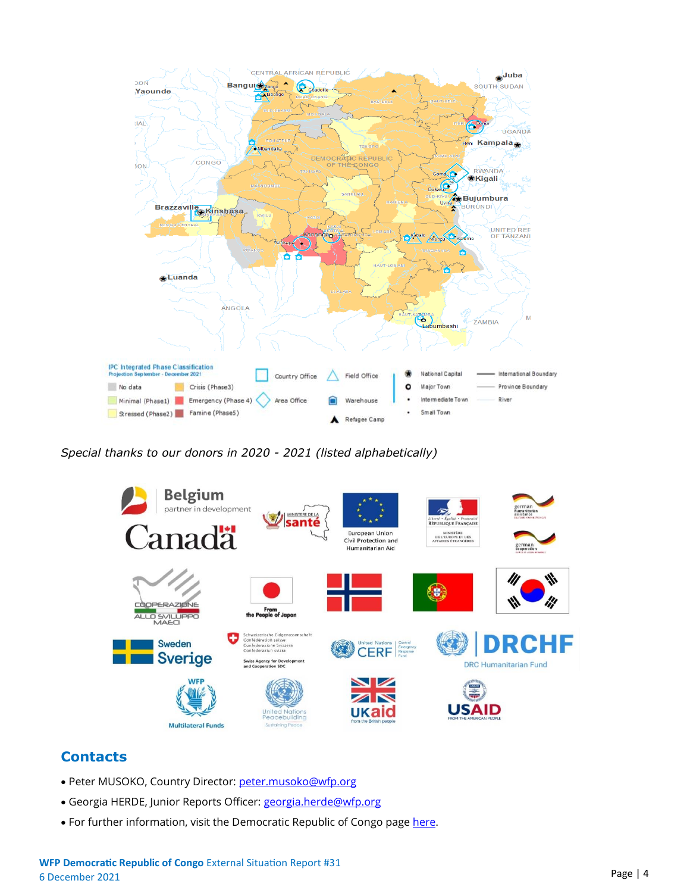*Special thanks to our donors in 2020 - 2021 (listed alphabetically)*

## Contacts

- Peter MUSOKO, Country Director: peter.musoko@wfp.org
- Georgia HERDE, Junior Reports Officer: georgia.herde@wfp.org
- For further information, visit the Democratic Republic of Congo page here.